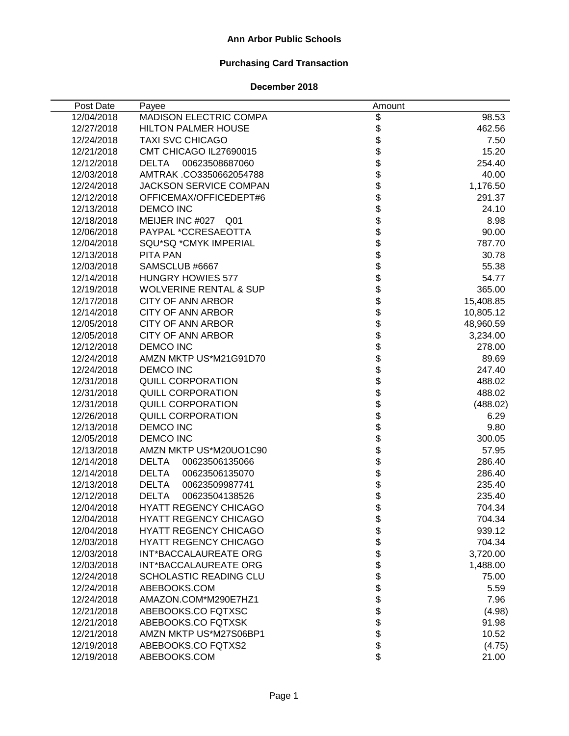# Ann Arbor Public Schools

## Purchasing Card Transaction

### December 2018

| Post Date | Payee | Amount | |
|---|---|---|---|
| 12/04/2018 | MADISON ELECTRIC COMPA | $ | 98.53 |
| 12/27/2018 | HILTON PALMER HOUSE | $ | 462.56 |
| 12/24/2018 | TAXI SVC CHICAGO | $ | 7.50 |
| 12/21/2018 | CMT CHICAGO IL27690015 | $ | 15.20 |
| 12/12/2018 | DELTA 00623508687060 | $ | 254.40 |
| 12/03/2018 | AMTRAK .CO3350662054788 | $ | 40.00 |
| 12/24/2018 | JACKSON SERVICE COMPAN | $ | 1,176.50 |
| 12/12/2018 | OFFICEMAX/OFFICEDEPT#6 | $ | 291.37 |
| 12/13/2018 | DEMCO INC | $ | 24.10 |
| 12/18/2018 | MEIJER INC #027 Q01 | $ | 8.98 |
| 12/06/2018 | PAYPAL *CCRESAEOTTA | $ | 90.00 |
| 12/04/2018 | SQU*SQ *CMYK IMPERIAL | $ | 787.70 |
| 12/13/2018 | PITA PAN | $ | 30.78 |
| 12/03/2018 | SAMSCLUB #6667 | $ | 55.38 |
| 12/14/2018 | HUNGRY HOWIES 577 | $ | 54.77 |
| 12/19/2018 | WOLVERINE RENTAL & SUP | $ | 365.00 |
| 12/17/2018 | CITY OF ANN ARBOR | $ | 15,408.85 |
| 12/14/2018 | CITY OF ANN ARBOR | $ | 10,805.12 |
| 12/05/2018 | CITY OF ANN ARBOR | $ | 48,960.59 |
| 12/05/2018 | CITY OF ANN ARBOR | $ | 3,234.00 |
| 12/12/2018 | DEMCO INC | $ | 278.00 |
| 12/24/2018 | AMZN MKTP US*M21G91D70 | $ | 89.69 |
| 12/24/2018 | DEMCO INC | $ | 247.40 |
| 12/31/2018 | QUILL CORPORATION | $ | 488.02 |
| 12/31/2018 | QUILL CORPORATION | $ | 488.02 |
| 12/31/2018 | QUILL CORPORATION | $ | (488.02) |
| 12/26/2018 | QUILL CORPORATION | $ | 6.29 |
| 12/13/2018 | DEMCO INC | $ | 9.80 |
| 12/05/2018 | DEMCO INC | $ | 300.05 |
| 12/13/2018 | AMZN MKTP US*M20UO1C90 | $ | 57.95 |
| 12/14/2018 | DELTA 00623506135066 | $ | 286.40 |
| 12/14/2018 | DELTA 00623506135070 | $ | 286.40 |
| 12/13/2018 | DELTA 00623509987741 | $ | 235.40 |
| 12/12/2018 | DELTA 00623504138526 | $ | 235.40 |
| 12/04/2018 | HYATT REGENCY CHICAGO | $ | 704.34 |
| 12/04/2018 | HYATT REGENCY CHICAGO | $ | 704.34 |
| 12/04/2018 | HYATT REGENCY CHICAGO | $ | 939.12 |
| 12/03/2018 | HYATT REGENCY CHICAGO | $ | 704.34 |
| 12/03/2018 | INT*BACCALAUREATE ORG | $ | 3,720.00 |
| 12/03/2018 | INT*BACCALAUREATE ORG | $ | 1,488.00 |
| 12/24/2018 | SCHOLASTIC READING CLU | $ | 75.00 |
| 12/24/2018 | ABEBOOKS.COM | $ | 5.59 |
| 12/24/2018 | AMAZON.COM*M290E7HZ1 | $ | 7.96 |
| 12/21/2018 | ABEBOOKS.CO FQTXSC | $ | (4.98) |
| 12/21/2018 | ABEBOOKS.CO FQTXSK | $ | 91.98 |
| 12/21/2018 | AMZN MKTP US*M27S06BP1 | $ | 10.52 |
| 12/19/2018 | ABEBOOKS.CO FQTXS2 | $ | (4.75) |
| 12/19/2018 | ABEBOOKS.COM | $ | 21.00 |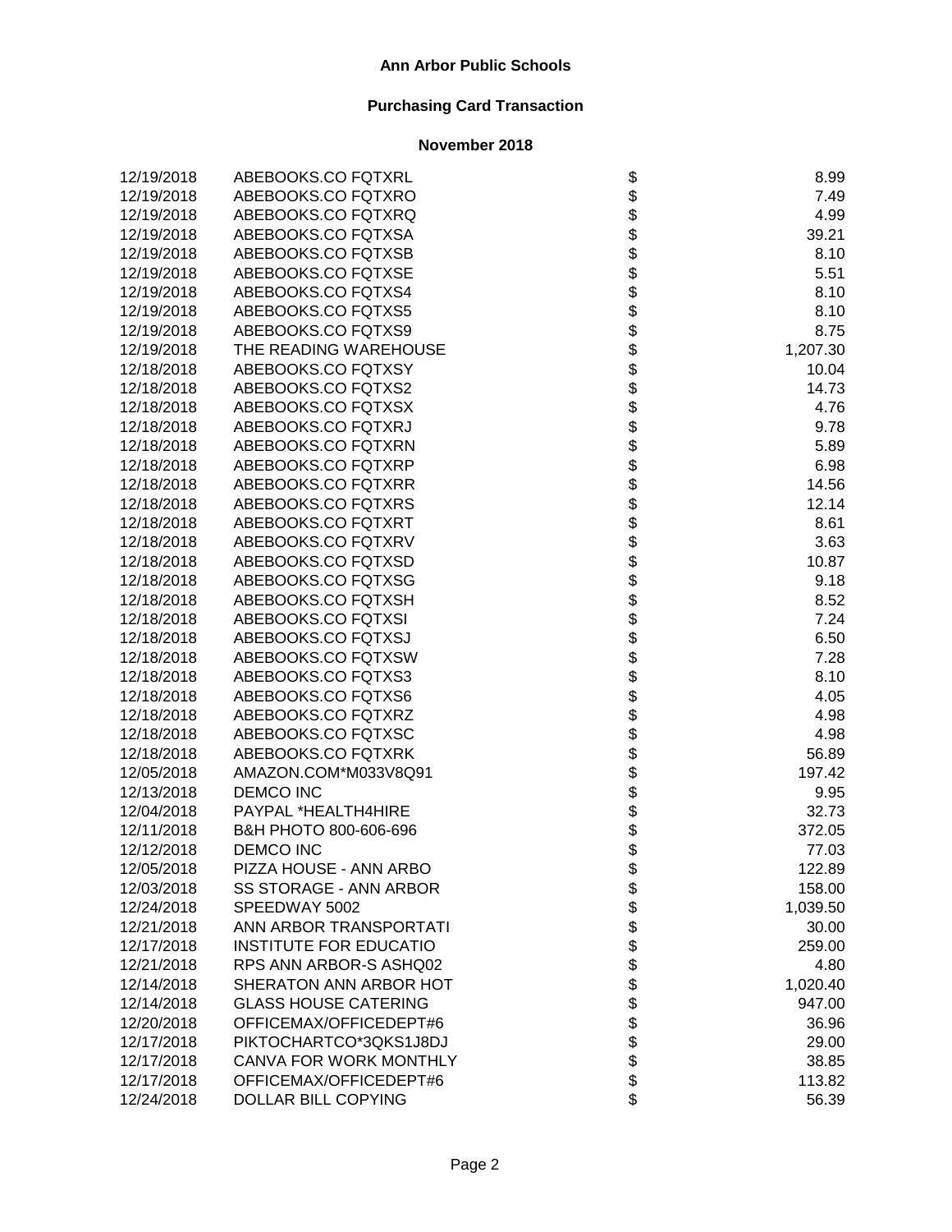**Ann Arbor Public Schools**

**Purchasing Card Transaction**

**November 2018**

| | | | |
|---|---|---|---|
| 12/19/2018 | ABEBOOKS.CO FQTXRL | $ | 8.99 |
| 12/19/2018 | ABEBOOKS.CO FQTXRO | $ | 7.49 |
| 12/19/2018 | ABEBOOKS.CO FQTXRQ | $ | 4.99 |
| 12/19/2018 | ABEBOOKS.CO FQTXSA | $ | 39.21 |
| 12/19/2018 | ABEBOOKS.CO FQTXSB | $ | 8.10 |
| 12/19/2018 | ABEBOOKS.CO FQTXSE | $ | 5.51 |
| 12/19/2018 | ABEBOOKS.CO FQTXS4 | $ | 8.10 |
| 12/19/2018 | ABEBOOKS.CO FQTXS5 | $ | 8.10 |
| 12/19/2018 | ABEBOOKS.CO FQTXS9 | $ | 8.75 |
| 12/19/2018 | THE READING WAREHOUSE | $ | 1,207.30 |
| 12/18/2018 | ABEBOOKS.CO FQTXSY | $ | 10.04 |
| 12/18/2018 | ABEBOOKS.CO FQTXS2 | $ | 14.73 |
| 12/18/2018 | ABEBOOKS.CO FQTXSX | $ | 4.76 |
| 12/18/2018 | ABEBOOKS.CO FQTXRJ | $ | 9.78 |
| 12/18/2018 | ABEBOOKS.CO FQTXRN | $ | 5.89 |
| 12/18/2018 | ABEBOOKS.CO FQTXRP | $ | 6.98 |
| 12/18/2018 | ABEBOOKS.CO FQTXRR | $ | 14.56 |
| 12/18/2018 | ABEBOOKS.CO FQTXRS | $ | 12.14 |
| 12/18/2018 | ABEBOOKS.CO FQTXRT | $ | 8.61 |
| 12/18/2018 | ABEBOOKS.CO FQTXRV | $ | 3.63 |
| 12/18/2018 | ABEBOOKS.CO FQTXSD | $ | 10.87 |
| 12/18/2018 | ABEBOOKS.CO FQTXSG | $ | 9.18 |
| 12/18/2018 | ABEBOOKS.CO FQTXSH | $ | 8.52 |
| 12/18/2018 | ABEBOOKS.CO FQTXSI | $ | 7.24 |
| 12/18/2018 | ABEBOOKS.CO FQTXSJ | $ | 6.50 |
| 12/18/2018 | ABEBOOKS.CO FQTXSW | $ | 7.28 |
| 12/18/2018 | ABEBOOKS.CO FQTXS3 | $ | 8.10 |
| 12/18/2018 | ABEBOOKS.CO FQTXS6 | $ | 4.05 |
| 12/18/2018 | ABEBOOKS.CO FQTXRZ | $ | 4.98 |
| 12/18/2018 | ABEBOOKS.CO FQTXSC | $ | 4.98 |
| 12/18/2018 | ABEBOOKS.CO FQTXRK | $ | 56.89 |
| 12/05/2018 | AMAZON.COM*M033V8Q91 | $ | 197.42 |
| 12/13/2018 | DEMCO INC | $ | 9.95 |
| 12/04/2018 | PAYPAL *HEALTH4HIRE | $ | 32.73 |
| 12/11/2018 | B&H PHOTO 800-606-696 | $ | 372.05 |
| 12/12/2018 | DEMCO INC | $ | 77.03 |
| 12/05/2018 | PIZZA HOUSE - ANN ARBO | $ | 122.89 |
| 12/03/2018 | SS STORAGE - ANN ARBOR | $ | 158.00 |
| 12/24/2018 | SPEEDWAY 5002 | $ | 1,039.50 |
| 12/21/2018 | ANN ARBOR TRANSPORTATI | $ | 30.00 |
| 12/17/2018 | INSTITUTE FOR EDUCATIO | $ | 259.00 |
| 12/21/2018 | RPS ANN ARBOR-S ASHQ02 | $ | 4.80 |
| 12/14/2018 | SHERATON ANN ARBOR HOT | $ | 1,020.40 |
| 12/14/2018 | GLASS HOUSE CATERING | $ | 947.00 |
| 12/20/2018 | OFFICEMAX/OFFICEDEPT#6 | $ | 36.96 |
| 12/17/2018 | PIKTOCHARTCO*3QKS1J8DJ | $ | 29.00 |
| 12/17/2018 | CANVA FOR WORK MONTHLY | $ | 38.85 |
| 12/17/2018 | OFFICEMAX/OFFICEDEPT#6 | $ | 113.82 |
| 12/24/2018 | DOLLAR BILL COPYING | $ | 56.39 |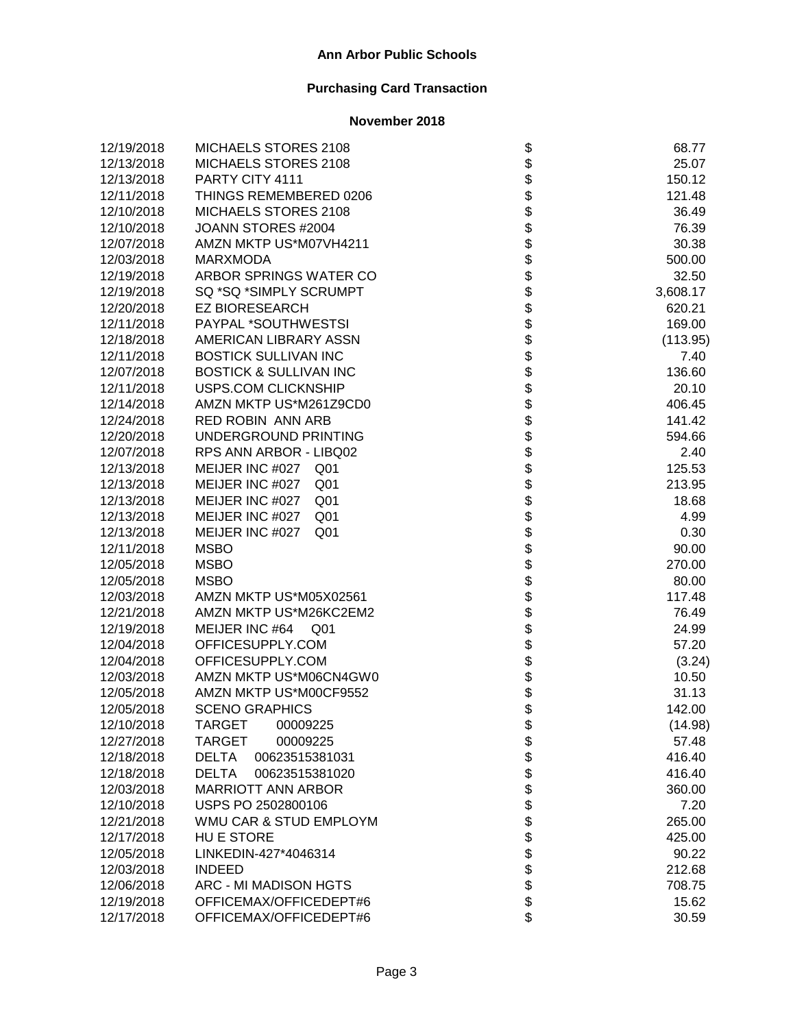**Ann Arbor Public Schools**

**Purchasing Card Transaction**

**November 2018**

| Date | Vendor | | Amount |
|---|---|---|---|
| 12/19/2018 | MICHAELS STORES 2108 | $ | 68.77 |
| 12/13/2018 | MICHAELS STORES 2108 | $ | 25.07 |
| 12/13/2018 | PARTY CITY 4111 | $ | 150.12 |
| 12/11/2018 | THINGS REMEMBERED 0206 | $ | 121.48 |
| 12/10/2018 | MICHAELS STORES 2108 | $ | 36.49 |
| 12/10/2018 | JOANN STORES #2004 | $ | 76.39 |
| 12/07/2018 | AMZN MKTP US*M07VH4211 | $ | 30.38 |
| 12/03/2018 | MARXMODA | $ | 500.00 |
| 12/19/2018 | ARBOR SPRINGS WATER CO | $ | 32.50 |
| 12/19/2018 | SQ *SQ *SIMPLY SCRUMPT | $ | 3,608.17 |
| 12/20/2018 | EZ BIORESEARCH | $ | 620.21 |
| 12/11/2018 | PAYPAL *SOUTHWESTSI | $ | 169.00 |
| 12/18/2018 | AMERICAN LIBRARY ASSN | $ | (113.95) |
| 12/11/2018 | BOSTICK SULLIVAN INC | $ | 7.40 |
| 12/07/2018 | BOSTICK & SULLIVAN INC | $ | 136.60 |
| 12/11/2018 | USPS.COM CLICKNSHIP | $ | 20.10 |
| 12/14/2018 | AMZN MKTP US*M261Z9CD0 | $ | 406.45 |
| 12/24/2018 | RED ROBIN ANN ARB | $ | 141.42 |
| 12/20/2018 | UNDERGROUND PRINTING | $ | 594.66 |
| 12/07/2018 | RPS ANN ARBOR - LIBQ02 | $ | 2.40 |
| 12/13/2018 | MEIJER INC #027 Q01 | $ | 125.53 |
| 12/13/2018 | MEIJER INC #027 Q01 | $ | 213.95 |
| 12/13/2018 | MEIJER INC #027 Q01 | $ | 18.68 |
| 12/13/2018 | MEIJER INC #027 Q01 | $ | 4.99 |
| 12/13/2018 | MEIJER INC #027 Q01 | $ | 0.30 |
| 12/11/2018 | MSBO | $ | 90.00 |
| 12/05/2018 | MSBO | $ | 270.00 |
| 12/05/2018 | MSBO | $ | 80.00 |
| 12/03/2018 | AMZN MKTP US*M05X02561 | $ | 117.48 |
| 12/21/2018 | AMZN MKTP US*M26KC2EM2 | $ | 76.49 |
| 12/19/2018 | MEIJER INC #64 Q01 | $ | 24.99 |
| 12/04/2018 | OFFICESUPPLY.COM | $ | 57.20 |
| 12/04/2018 | OFFICESUPPLY.COM | $ | (3.24) |
| 12/03/2018 | AMZN MKTP US*M06CN4GW0 | $ | 10.50 |
| 12/05/2018 | AMZN MKTP US*M00CF9552 | $ | 31.13 |
| 12/05/2018 | SCENO GRAPHICS | $ | 142.00 |
| 12/10/2018 | TARGET 00009225 | $ | (14.98) |
| 12/27/2018 | TARGET 00009225 | $ | 57.48 |
| 12/18/2018 | DELTA 00623515381031 | $ | 416.40 |
| 12/18/2018 | DELTA 00623515381020 | $ | 416.40 |
| 12/03/2018 | MARRIOTT ANN ARBOR | $ | 360.00 |
| 12/10/2018 | USPS PO 2502800106 | $ | 7.20 |
| 12/21/2018 | WMU CAR & STUD EMPLOYM | $ | 265.00 |
| 12/17/2018 | HU E STORE | $ | 425.00 |
| 12/05/2018 | LINKEDIN-427*4046314 | $ | 90.22 |
| 12/03/2018 | INDEED | $ | 212.68 |
| 12/06/2018 | ARC - MI MADISON HGTS | $ | 708.75 |
| 12/19/2018 | OFFICEMAX/OFFICEDEPT#6 | $ | 15.62 |
| 12/17/2018 | OFFICEMAX/OFFICEDEPT#6 | $ | 30.59 |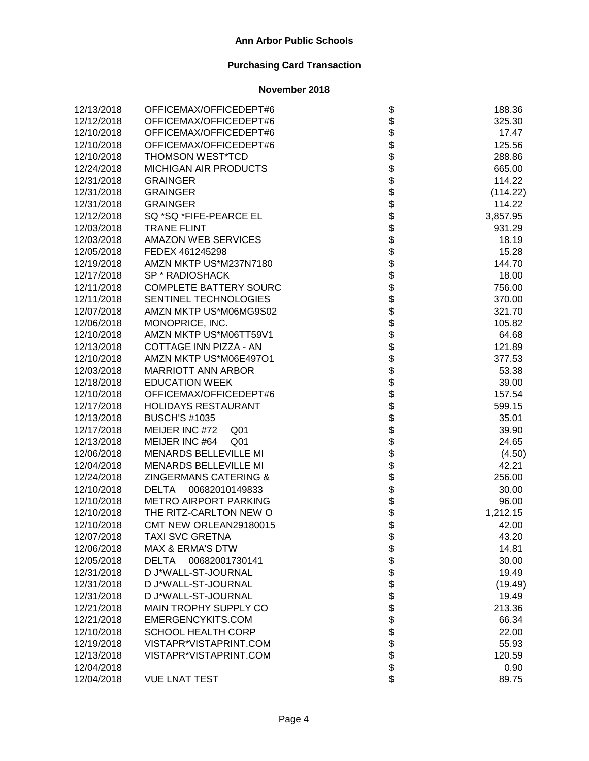**Ann Arbor Public Schools**

**Purchasing Card Transaction**

**November 2018**

| | | | |
|---|---|---|---|
| 12/13/2018 | OFFICEMAX/OFFICEDEPT#6 | $ | 188.36 |
| 12/12/2018 | OFFICEMAX/OFFICEDEPT#6 | $ | 325.30 |
| 12/10/2018 | OFFICEMAX/OFFICEDEPT#6 | $ | 17.47 |
| 12/10/2018 | OFFICEMAX/OFFICEDEPT#6 | $ | 125.56 |
| 12/10/2018 | THOMSON WEST*TCD | $ | 288.86 |
| 12/24/2018 | MICHIGAN AIR PRODUCTS | $ | 665.00 |
| 12/31/2018 | GRAINGER | $ | 114.22 |
| 12/31/2018 | GRAINGER | $ | (114.22) |
| 12/31/2018 | GRAINGER | $ | 114.22 |
| 12/12/2018 | SQ *SQ *FIFE-PEARCE EL | $ | 3,857.95 |
| 12/03/2018 | TRANE FLINT | $ | 931.29 |
| 12/03/2018 | AMAZON WEB SERVICES | $ | 18.19 |
| 12/05/2018 | FEDEX 461245298 | $ | 15.28 |
| 12/19/2018 | AMZN MKTP US*M237N7180 | $ | 144.70 |
| 12/17/2018 | SP * RADIOSHACK | $ | 18.00 |
| 12/11/2018 | COMPLETE BATTERY SOURC | $ | 756.00 |
| 12/11/2018 | SENTINEL TECHNOLOGIES | $ | 370.00 |
| 12/07/2018 | AMZN MKTP US*M06MG9S02 | $ | 321.70 |
| 12/06/2018 | MONOPRICE, INC. | $ | 105.82 |
| 12/10/2018 | AMZN MKTP US*M06TT59V1 | $ | 64.68 |
| 12/13/2018 | COTTAGE INN PIZZA - AN | $ | 121.89 |
| 12/10/2018 | AMZN MKTP US*M06E497O1 | $ | 377.53 |
| 12/03/2018 | MARRIOTT ANN ARBOR | $ | 53.38 |
| 12/18/2018 | EDUCATION WEEK | $ | 39.00 |
| 12/10/2018 | OFFICEMAX/OFFICEDEPT#6 | $ | 157.54 |
| 12/17/2018 | HOLIDAYS RESTAURANT | $ | 599.15 |
| 12/13/2018 | BUSCH'S #1035 | $ | 35.01 |
| 12/17/2018 | MEIJER INC #72 Q01 | $ | 39.90 |
| 12/13/2018 | MEIJER INC #64 Q01 | $ | 24.65 |
| 12/06/2018 | MENARDS BELLEVILLE MI | $ | (4.50) |
| 12/04/2018 | MENARDS BELLEVILLE MI | $ | 42.21 |
| 12/24/2018 | ZINGERMANS CATERING & | $ | 256.00 |
| 12/10/2018 | DELTA 00682010149833 | $ | 30.00 |
| 12/10/2018 | METRO AIRPORT PARKING | $ | 96.00 |
| 12/10/2018 | THE RITZ-CARLTON NEW O | $ | 1,212.15 |
| 12/10/2018 | CMT NEW ORLEAN29180015 | $ | 42.00 |
| 12/07/2018 | TAXI SVC GRETNA | $ | 43.20 |
| 12/06/2018 | MAX & ERMA'S DTW | $ | 14.81 |
| 12/05/2018 | DELTA 00682001730141 | $ | 30.00 |
| 12/31/2018 | D J*WALL-ST-JOURNAL | $ | 19.49 |
| 12/31/2018 | D J*WALL-ST-JOURNAL | $ | (19.49) |
| 12/31/2018 | D J*WALL-ST-JOURNAL | $ | 19.49 |
| 12/21/2018 | MAIN TROPHY SUPPLY CO | $ | 213.36 |
| 12/21/2018 | EMERGENCYKITS.COM | $ | 66.34 |
| 12/10/2018 | SCHOOL HEALTH CORP | $ | 22.00 |
| 12/19/2018 | VISTAPR*VISTAPRINT.COM | $ | 55.93 |
| 12/13/2018 | VISTAPR*VISTAPRINT.COM | $ | 120.59 |
| 12/04/2018 | | $ | 0.90 |
| 12/04/2018 | VUE LNAT TEST | $ | 89.75 |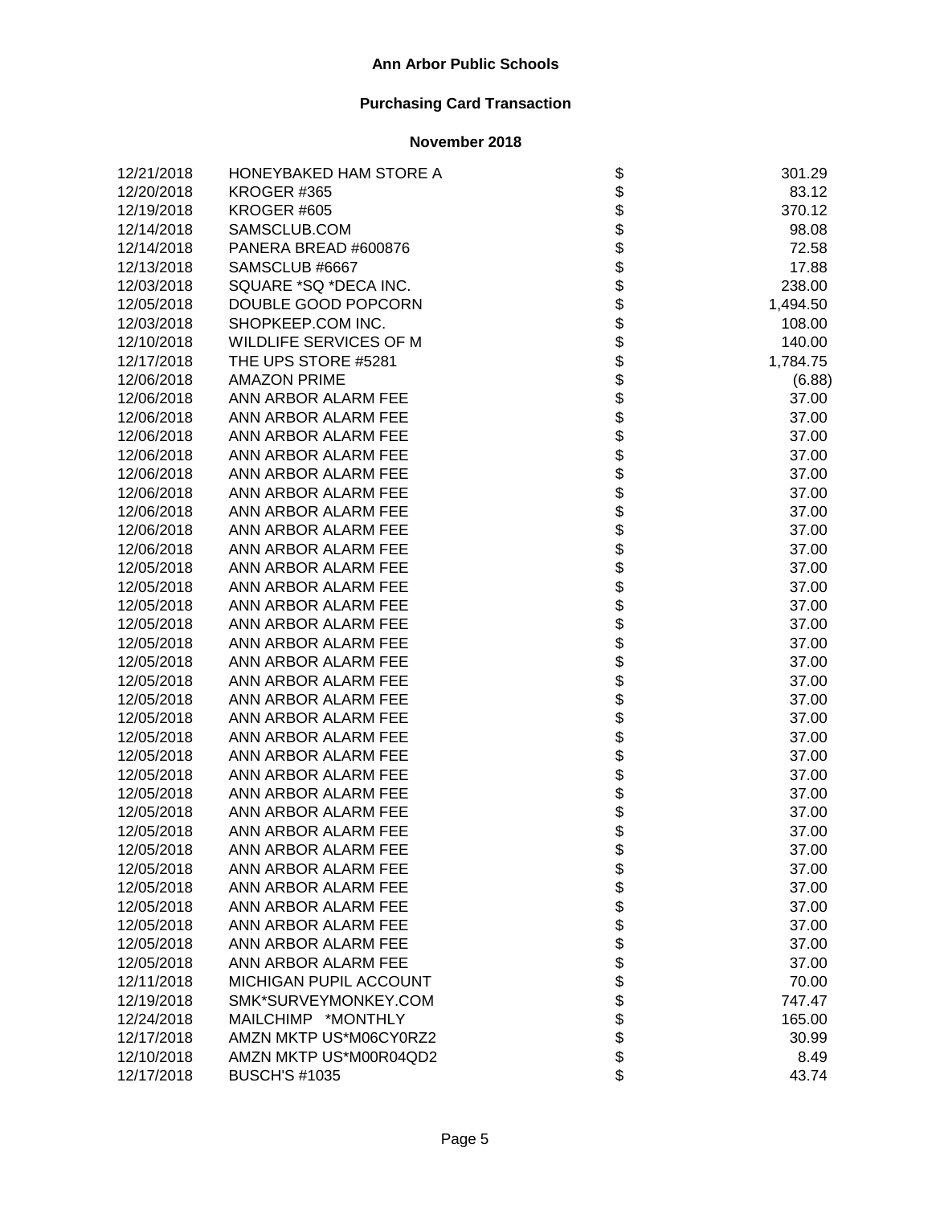**Ann Arbor Public Schools**

**Purchasing Card Transaction**

**November 2018**

| Date | Vendor | | Amount |
|---|---|---|---|
| 12/21/2018 | HONEYBAKED HAM STORE A | $ | 301.29 |
| 12/20/2018 | KROGER #365 | $ | 83.12 |
| 12/19/2018 | KROGER #605 | $ | 370.12 |
| 12/14/2018 | SAMSCLUB.COM | $ | 98.08 |
| 12/14/2018 | PANERA BREAD #600876 | $ | 72.58 |
| 12/13/2018 | SAMSCLUB #6667 | $ | 17.88 |
| 12/03/2018 | SQUARE *SQ *DECA INC. | $ | 238.00 |
| 12/05/2018 | DOUBLE GOOD POPCORN | $ | 1,494.50 |
| 12/03/2018 | SHOPKEEP.COM INC. | $ | 108.00 |
| 12/10/2018 | WILDLIFE SERVICES OF M | $ | 140.00 |
| 12/17/2018 | THE UPS STORE #5281 | $ | 1,784.75 |
| 12/06/2018 | AMAZON PRIME | $ | (6.88) |
| 12/06/2018 | ANN ARBOR ALARM FEE | $ | 37.00 |
| 12/06/2018 | ANN ARBOR ALARM FEE | $ | 37.00 |
| 12/06/2018 | ANN ARBOR ALARM FEE | $ | 37.00 |
| 12/06/2018 | ANN ARBOR ALARM FEE | $ | 37.00 |
| 12/06/2018 | ANN ARBOR ALARM FEE | $ | 37.00 |
| 12/06/2018 | ANN ARBOR ALARM FEE | $ | 37.00 |
| 12/06/2018 | ANN ARBOR ALARM FEE | $ | 37.00 |
| 12/06/2018 | ANN ARBOR ALARM FEE | $ | 37.00 |
| 12/06/2018 | ANN ARBOR ALARM FEE | $ | 37.00 |
| 12/05/2018 | ANN ARBOR ALARM FEE | $ | 37.00 |
| 12/05/2018 | ANN ARBOR ALARM FEE | $ | 37.00 |
| 12/05/2018 | ANN ARBOR ALARM FEE | $ | 37.00 |
| 12/05/2018 | ANN ARBOR ALARM FEE | $ | 37.00 |
| 12/05/2018 | ANN ARBOR ALARM FEE | $ | 37.00 |
| 12/05/2018 | ANN ARBOR ALARM FEE | $ | 37.00 |
| 12/05/2018 | ANN ARBOR ALARM FEE | $ | 37.00 |
| 12/05/2018 | ANN ARBOR ALARM FEE | $ | 37.00 |
| 12/05/2018 | ANN ARBOR ALARM FEE | $ | 37.00 |
| 12/05/2018 | ANN ARBOR ALARM FEE | $ | 37.00 |
| 12/05/2018 | ANN ARBOR ALARM FEE | $ | 37.00 |
| 12/05/2018 | ANN ARBOR ALARM FEE | $ | 37.00 |
| 12/05/2018 | ANN ARBOR ALARM FEE | $ | 37.00 |
| 12/05/2018 | ANN ARBOR ALARM FEE | $ | 37.00 |
| 12/05/2018 | ANN ARBOR ALARM FEE | $ | 37.00 |
| 12/05/2018 | ANN ARBOR ALARM FEE | $ | 37.00 |
| 12/05/2018 | ANN ARBOR ALARM FEE | $ | 37.00 |
| 12/05/2018 | ANN ARBOR ALARM FEE | $ | 37.00 |
| 12/05/2018 | ANN ARBOR ALARM FEE | $ | 37.00 |
| 12/05/2018 | ANN ARBOR ALARM FEE | $ | 37.00 |
| 12/05/2018 | ANN ARBOR ALARM FEE | $ | 37.00 |
| 12/11/2018 | MICHIGAN PUPIL ACCOUNT | $ | 70.00 |
| 12/19/2018 | SMK*SURVEYMONKEY.COM | $ | 747.47 |
| 12/24/2018 | MAILCHIMP *MONTHLY | $ | 165.00 |
| 12/17/2018 | AMZN MKTP US*M06CY0RZ2 | $ | 30.99 |
| 12/10/2018 | AMZN MKTP US*M00R04QD2 | $ | 8.49 |
| 12/17/2018 | BUSCH'S #1035 | $ | 43.74 |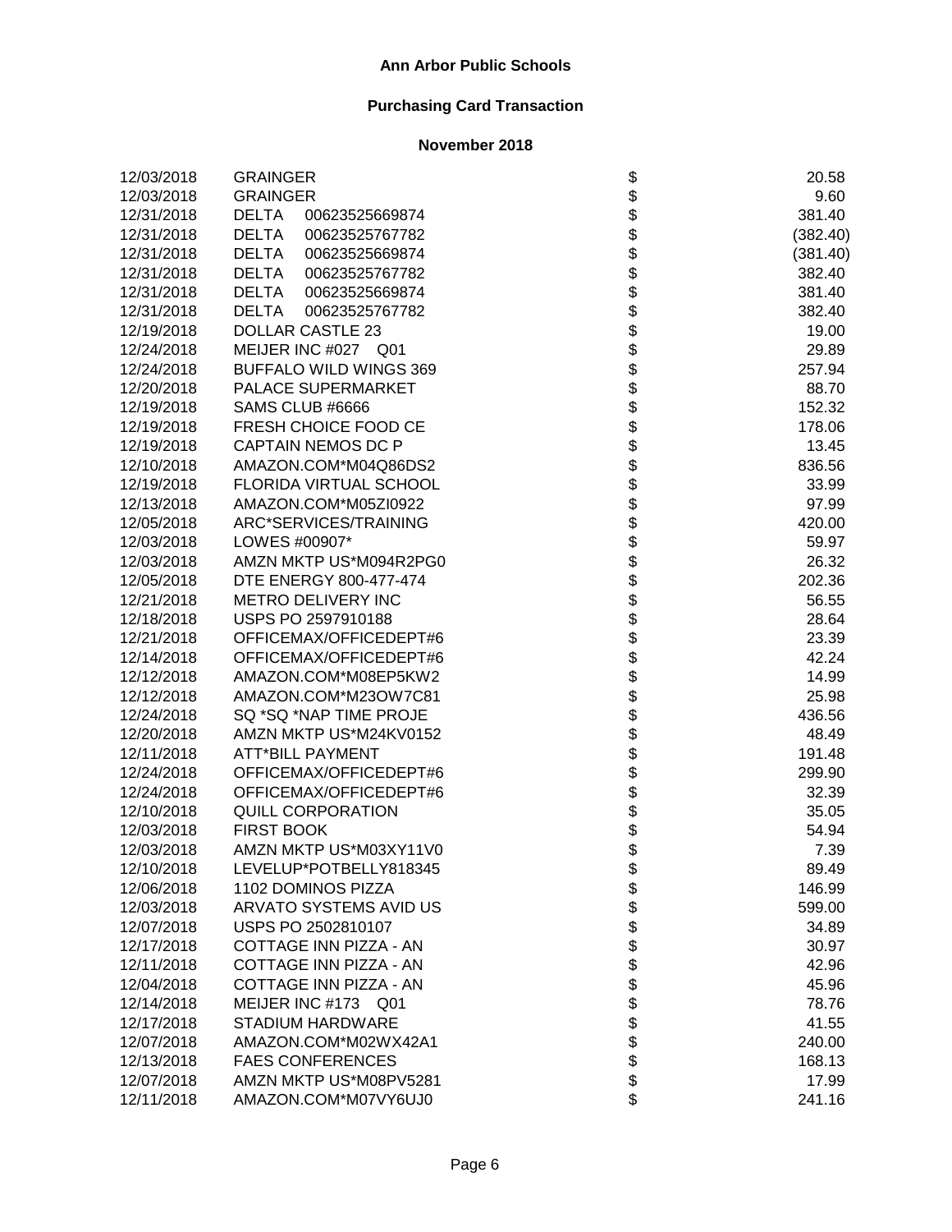**Ann Arbor Public Schools**

**Purchasing Card Transaction**

**November 2018**

| Date | Vendor | | Amount |
|---|---|---|---|
| 12/03/2018 | GRAINGER | $ | 20.58 |
| 12/03/2018 | GRAINGER | $ | 9.60 |
| 12/31/2018 | DELTA 00623525669874 | $ | 381.40 |
| 12/31/2018 | DELTA 00623525767782 | $ | (382.40) |
| 12/31/2018 | DELTA 00623525669874 | $ | (381.40) |
| 12/31/2018 | DELTA 00623525767782 | $ | 382.40 |
| 12/31/2018 | DELTA 00623525669874 | $ | 381.40 |
| 12/31/2018 | DELTA 00623525767782 | $ | 382.40 |
| 12/19/2018 | DOLLAR CASTLE 23 | $ | 19.00 |
| 12/24/2018 | MEIJER INC #027 Q01 | $ | 29.89 |
| 12/24/2018 | BUFFALO WILD WINGS 369 | $ | 257.94 |
| 12/20/2018 | PALACE SUPERMARKET | $ | 88.70 |
| 12/19/2018 | SAMS CLUB #6666 | $ | 152.32 |
| 12/19/2018 | FRESH CHOICE FOOD CE | $ | 178.06 |
| 12/19/2018 | CAPTAIN NEMOS DC P | $ | 13.45 |
| 12/10/2018 | AMAZON.COM*M04Q86DS2 | $ | 836.56 |
| 12/19/2018 | FLORIDA VIRTUAL SCHOOL | $ | 33.99 |
| 12/13/2018 | AMAZON.COM*M05ZI0922 | $ | 97.99 |
| 12/05/2018 | ARC*SERVICES/TRAINING | $ | 420.00 |
| 12/03/2018 | LOWES #00907* | $ | 59.97 |
| 12/03/2018 | AMZN MKTP US*M094R2PG0 | $ | 26.32 |
| 12/05/2018 | DTE ENERGY 800-477-474 | $ | 202.36 |
| 12/21/2018 | METRO DELIVERY INC | $ | 56.55 |
| 12/18/2018 | USPS PO 2597910188 | $ | 28.64 |
| 12/21/2018 | OFFICEMAX/OFFICEDEPT#6 | $ | 23.39 |
| 12/14/2018 | OFFICEMAX/OFFICEDEPT#6 | $ | 42.24 |
| 12/12/2018 | AMAZON.COM*M08EP5KW2 | $ | 14.99 |
| 12/12/2018 | AMAZON.COM*M23OW7C81 | $ | 25.98 |
| 12/24/2018 | SQ *SQ *NAP TIME PROJE | $ | 436.56 |
| 12/20/2018 | AMZN MKTP US*M24KV0152 | $ | 48.49 |
| 12/11/2018 | ATT*BILL PAYMENT | $ | 191.48 |
| 12/24/2018 | OFFICEMAX/OFFICEDEPT#6 | $ | 299.90 |
| 12/24/2018 | OFFICEMAX/OFFICEDEPT#6 | $ | 32.39 |
| 12/10/2018 | QUILL CORPORATION | $ | 35.05 |
| 12/03/2018 | FIRST BOOK | $ | 54.94 |
| 12/03/2018 | AMZN MKTP US*M03XY11V0 | $ | 7.39 |
| 12/10/2018 | LEVELUP*POTBELLY818345 | $ | 89.49 |
| 12/06/2018 | 1102 DOMINOS PIZZA | $ | 146.99 |
| 12/03/2018 | ARVATO SYSTEMS AVID US | $ | 599.00 |
| 12/07/2018 | USPS PO 2502810107 | $ | 34.89 |
| 12/17/2018 | COTTAGE INN PIZZA - AN | $ | 30.97 |
| 12/11/2018 | COTTAGE INN PIZZA - AN | $ | 42.96 |
| 12/04/2018 | COTTAGE INN PIZZA - AN | $ | 45.96 |
| 12/14/2018 | MEIJER INC #173 Q01 | $ | 78.76 |
| 12/17/2018 | STADIUM HARDWARE | $ | 41.55 |
| 12/07/2018 | AMAZON.COM*M02WX42A1 | $ | 240.00 |
| 12/13/2018 | FAES CONFERENCES | $ | 168.13 |
| 12/07/2018 | AMZN MKTP US*M08PV5281 | $ | 17.99 |
| 12/11/2018 | AMAZON.COM*M07VY6UJ0 | $ | 241.16 |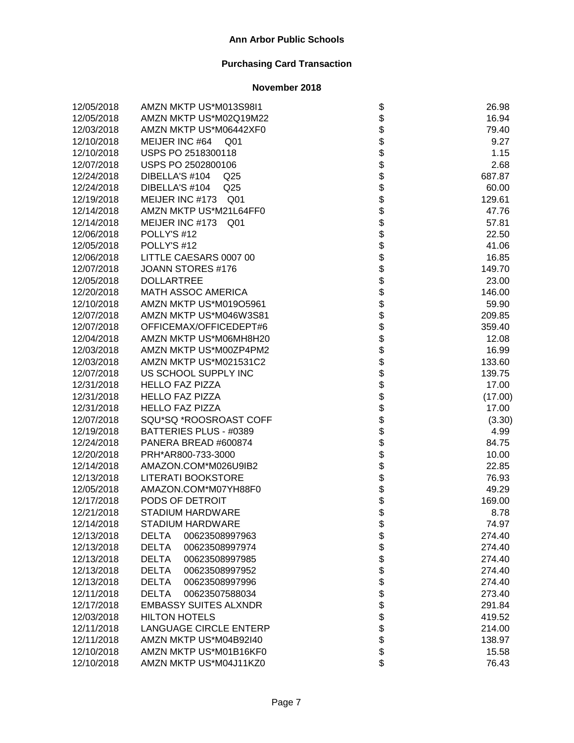# Ann Arbor Public Schools

## Purchasing Card Transaction

### November 2018

| | | | |
|---|---|---|---|
| 12/05/2018 | AMZN MKTP US*M013S98I1 | $ | 26.98 |
| 12/05/2018 | AMZN MKTP US*M02Q19M22 | $ | 16.94 |
| 12/03/2018 | AMZN MKTP US*M06442XF0 | $ | 79.40 |
| 12/10/2018 | MEIJER INC #64 Q01 | $ | 9.27 |
| 12/10/2018 | USPS PO 2518300118 | $ | 1.15 |
| 12/07/2018 | USPS PO 2502800106 | $ | 2.68 |
| 12/24/2018 | DIBELLA'S #104 Q25 | $ | 687.87 |
| 12/24/2018 | DIBELLA'S #104 Q25 | $ | 60.00 |
| 12/19/2018 | MEIJER INC #173 Q01 | $ | 129.61 |
| 12/14/2018 | AMZN MKTP US*M21L64FF0 | $ | 47.76 |
| 12/14/2018 | MEIJER INC #173 Q01 | $ | 57.81 |
| 12/06/2018 | POLLY'S #12 | $ | 22.50 |
| 12/05/2018 | POLLY'S #12 | $ | 41.06 |
| 12/06/2018 | LITTLE CAESARS 0007 00 | $ | 16.85 |
| 12/07/2018 | JOANN STORES #176 | $ | 149.70 |
| 12/05/2018 | DOLLARTREE | $ | 23.00 |
| 12/20/2018 | MATH ASSOC AMERICA | $ | 146.00 |
| 12/10/2018 | AMZN MKTP US*M019O5961 | $ | 59.90 |
| 12/07/2018 | AMZN MKTP US*M046W3S81 | $ | 209.85 |
| 12/07/2018 | OFFICEMAX/OFFICEDEPT#6 | $ | 359.40 |
| 12/04/2018 | AMZN MKTP US*M06MH8H20 | $ | 12.08 |
| 12/03/2018 | AMZN MKTP US*M00ZP4PM2 | $ | 16.99 |
| 12/03/2018 | AMZN MKTP US*M021531C2 | $ | 133.60 |
| 12/07/2018 | US SCHOOL SUPPLY INC | $ | 139.75 |
| 12/31/2018 | HELLO FAZ PIZZA | $ | 17.00 |
| 12/31/2018 | HELLO FAZ PIZZA | $ | (17.00) |
| 12/31/2018 | HELLO FAZ PIZZA | $ | 17.00 |
| 12/07/2018 | SQU*SQ *ROOSROAST COFF | $ | (3.30) |
| 12/19/2018 | BATTERIES PLUS - #0389 | $ | 4.99 |
| 12/24/2018 | PANERA BREAD #600874 | $ | 84.75 |
| 12/20/2018 | PRH*AR800-733-3000 | $ | 10.00 |
| 12/14/2018 | AMAZON.COM*M026U9IB2 | $ | 22.85 |
| 12/13/2018 | LITERATI BOOKSTORE | $ | 76.93 |
| 12/05/2018 | AMAZON.COM*M07YH88F0 | $ | 49.29 |
| 12/17/2018 | PODS OF DETROIT | $ | 169.00 |
| 12/21/2018 | STADIUM HARDWARE | $ | 8.78 |
| 12/14/2018 | STADIUM HARDWARE | $ | 74.97 |
| 12/13/2018 | DELTA 00623508997963 | $ | 274.40 |
| 12/13/2018 | DELTA 00623508997974 | $ | 274.40 |
| 12/13/2018 | DELTA 00623508997985 | $ | 274.40 |
| 12/13/2018 | DELTA 00623508997952 | $ | 274.40 |
| 12/13/2018 | DELTA 00623508997996 | $ | 274.40 |
| 12/11/2018 | DELTA 00623507588034 | $ | 273.40 |
| 12/17/2018 | EMBASSY SUITES ALXNDR | $ | 291.84 |
| 12/03/2018 | HILTON HOTELS | $ | 419.52 |
| 12/11/2018 | LANGUAGE CIRCLE ENTERP | $ | 214.00 |
| 12/11/2018 | AMZN MKTP US*M04B92I40 | $ | 138.97 |
| 12/10/2018 | AMZN MKTP US*M01B16KF0 | $ | 15.58 |
| 12/10/2018 | AMZN MKTP US*M04J11KZ0 | $ | 76.43 |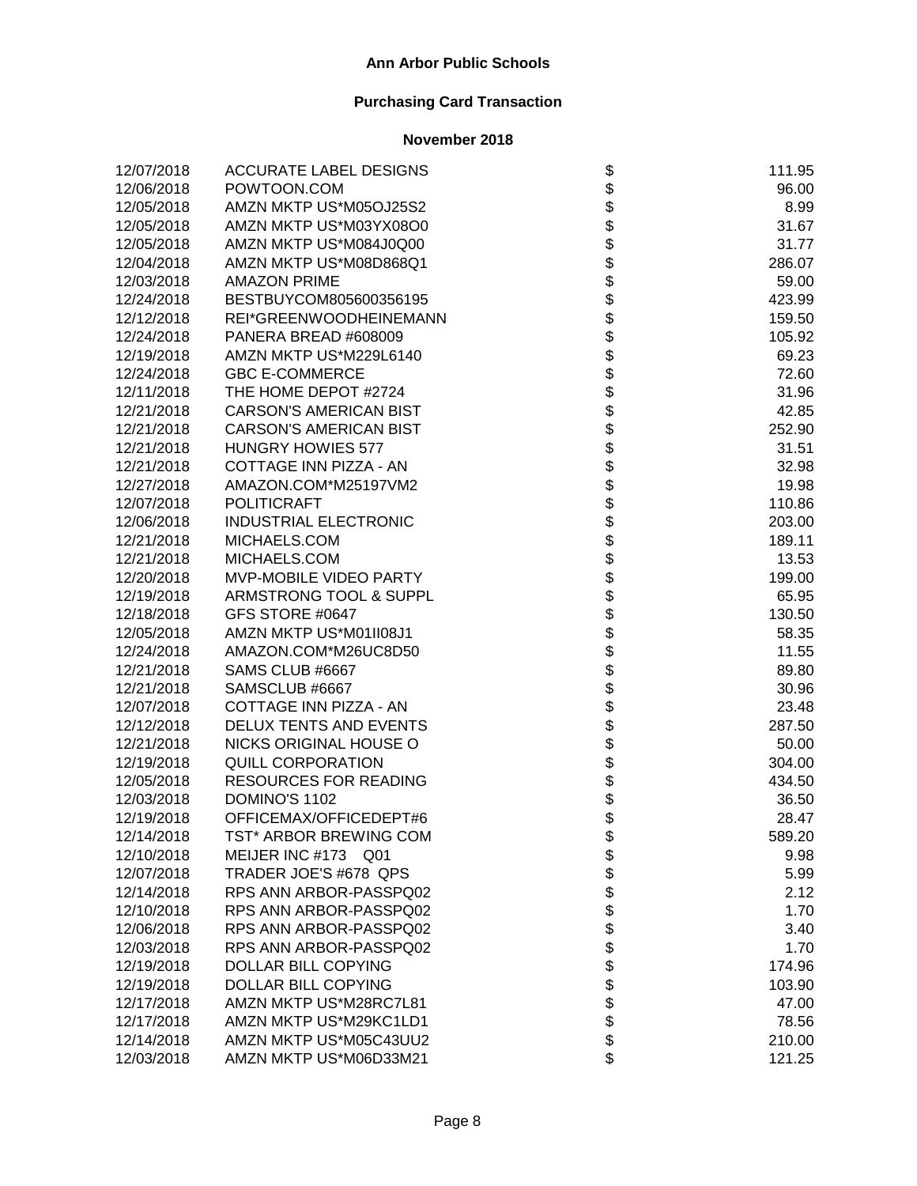# Ann Arbor Public Schools

## Purchasing Card Transaction

### November 2018

| | | | |
|---|---|---|---|
| 12/07/2018 | ACCURATE LABEL DESIGNS | $ | 111.95 |
| 12/06/2018 | POWTOON.COM | $ | 96.00 |
| 12/05/2018 | AMZN MKTP US*M05OJ25S2 | $ | 8.99 |
| 12/05/2018 | AMZN MKTP US*M03YX08O0 | $ | 31.67 |
| 12/05/2018 | AMZN MKTP US*M084J0Q00 | $ | 31.77 |
| 12/04/2018 | AMZN MKTP US*M08D868Q1 | $ | 286.07 |
| 12/03/2018 | AMAZON PRIME | $ | 59.00 |
| 12/24/2018 | BESTBUYCOM805600356195 | $ | 423.99 |
| 12/12/2018 | REI*GREENWOODHEINEMANN | $ | 159.50 |
| 12/24/2018 | PANERA BREAD #608009 | $ | 105.92 |
| 12/19/2018 | AMZN MKTP US*M229L6140 | $ | 69.23 |
| 12/24/2018 | GBC E-COMMERCE | $ | 72.60 |
| 12/11/2018 | THE HOME DEPOT #2724 | $ | 31.96 |
| 12/21/2018 | CARSON'S AMERICAN BIST | $ | 42.85 |
| 12/21/2018 | CARSON'S AMERICAN BIST | $ | 252.90 |
| 12/21/2018 | HUNGRY HOWIES 577 | $ | 31.51 |
| 12/21/2018 | COTTAGE INN PIZZA - AN | $ | 32.98 |
| 12/27/2018 | AMAZON.COM*M25197VM2 | $ | 19.98 |
| 12/07/2018 | POLITICRAFT | $ | 110.86 |
| 12/06/2018 | INDUSTRIAL ELECTRONIC | $ | 203.00 |
| 12/21/2018 | MICHAELS.COM | $ | 189.11 |
| 12/21/2018 | MICHAELS.COM | $ | 13.53 |
| 12/20/2018 | MVP-MOBILE VIDEO PARTY | $ | 199.00 |
| 12/19/2018 | ARMSTRONG TOOL & SUPPL | $ | 65.95 |
| 12/18/2018 | GFS STORE #0647 | $ | 130.50 |
| 12/05/2018 | AMZN MKTP US*M01II08J1 | $ | 58.35 |
| 12/24/2018 | AMAZON.COM*M26UC8D50 | $ | 11.55 |
| 12/21/2018 | SAMS CLUB #6667 | $ | 89.80 |
| 12/21/2018 | SAMSCLUB #6667 | $ | 30.96 |
| 12/07/2018 | COTTAGE INN PIZZA - AN | $ | 23.48 |
| 12/12/2018 | DELUX TENTS AND EVENTS | $ | 287.50 |
| 12/21/2018 | NICKS ORIGINAL HOUSE O | $ | 50.00 |
| 12/19/2018 | QUILL CORPORATION | $ | 304.00 |
| 12/05/2018 | RESOURCES FOR READING | $ | 434.50 |
| 12/03/2018 | DOMINO'S 1102 | $ | 36.50 |
| 12/19/2018 | OFFICEMAX/OFFICEDEPT#6 | $ | 28.47 |
| 12/14/2018 | TST* ARBOR BREWING COM | $ | 589.20 |
| 12/10/2018 | MEIJER INC #173 Q01 | $ | 9.98 |
| 12/07/2018 | TRADER JOE'S #678 QPS | $ | 5.99 |
| 12/14/2018 | RPS ANN ARBOR-PASSPQ02 | $ | 2.12 |
| 12/10/2018 | RPS ANN ARBOR-PASSPQ02 | $ | 1.70 |
| 12/06/2018 | RPS ANN ARBOR-PASSPQ02 | $ | 3.40 |
| 12/03/2018 | RPS ANN ARBOR-PASSPQ02 | $ | 1.70 |
| 12/19/2018 | DOLLAR BILL COPYING | $ | 174.96 |
| 12/19/2018 | DOLLAR BILL COPYING | $ | 103.90 |
| 12/17/2018 | AMZN MKTP US*M28RC7L81 | $ | 47.00 |
| 12/17/2018 | AMZN MKTP US*M29KC1LD1 | $ | 78.56 |
| 12/14/2018 | AMZN MKTP US*M05C43UU2 | $ | 210.00 |
| 12/03/2018 | AMZN MKTP US*M06D33M21 | $ | 121.25 |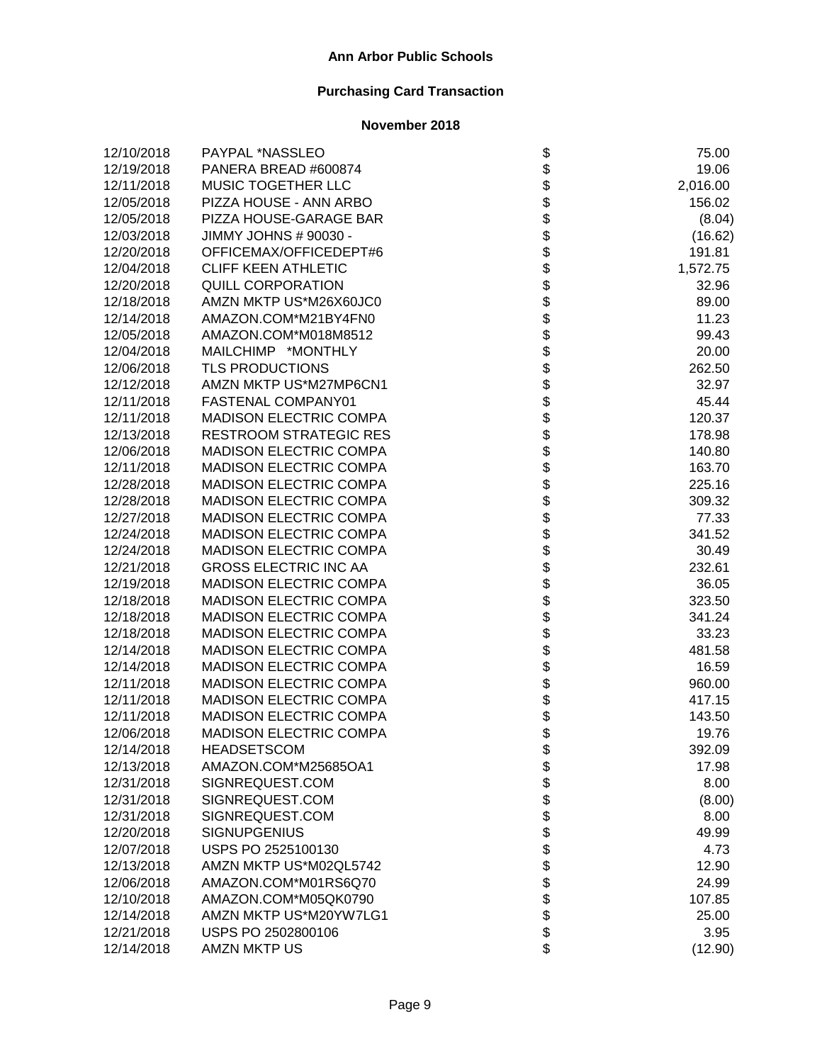**Ann Arbor Public Schools**

**Purchasing Card Transaction**

**November 2018**

| | | | |
|---|---|---|---|
| 12/10/2018 | PAYPAL *NASSLEO | $ | 75.00 |
| 12/19/2018 | PANERA BREAD #600874 | $ | 19.06 |
| 12/11/2018 | MUSIC TOGETHER LLC | $ | 2,016.00 |
| 12/05/2018 | PIZZA HOUSE - ANN ARBO | $ | 156.02 |
| 12/05/2018 | PIZZA HOUSE-GARAGE BAR | $ | (8.04) |
| 12/03/2018 | JIMMY JOHNS # 90030 - | $ | (16.62) |
| 12/20/2018 | OFFICEMAX/OFFICEDEPT#6 | $ | 191.81 |
| 12/04/2018 | CLIFF KEEN ATHLETIC | $ | 1,572.75 |
| 12/20/2018 | QUILL CORPORATION | $ | 32.96 |
| 12/18/2018 | AMZN MKTP US*M26X60JC0 | $ | 89.00 |
| 12/14/2018 | AMAZON.COM*M21BY4FN0 | $ | 11.23 |
| 12/05/2018 | AMAZON.COM*M018M8512 | $ | 99.43 |
| 12/04/2018 | MAILCHIMP *MONTHLY | $ | 20.00 |
| 12/06/2018 | TLS PRODUCTIONS | $ | 262.50 |
| 12/12/2018 | AMZN MKTP US*M27MP6CN1 | $ | 32.97 |
| 12/11/2018 | FASTENAL COMPANY01 | $ | 45.44 |
| 12/11/2018 | MADISON ELECTRIC COMPA | $ | 120.37 |
| 12/13/2018 | RESTROOM STRATEGIC RES | $ | 178.98 |
| 12/06/2018 | MADISON ELECTRIC COMPA | $ | 140.80 |
| 12/11/2018 | MADISON ELECTRIC COMPA | $ | 163.70 |
| 12/28/2018 | MADISON ELECTRIC COMPA | $ | 225.16 |
| 12/28/2018 | MADISON ELECTRIC COMPA | $ | 309.32 |
| 12/27/2018 | MADISON ELECTRIC COMPA | $ | 77.33 |
| 12/24/2018 | MADISON ELECTRIC COMPA | $ | 341.52 |
| 12/24/2018 | MADISON ELECTRIC COMPA | $ | 30.49 |
| 12/21/2018 | GROSS ELECTRIC INC AA | $ | 232.61 |
| 12/19/2018 | MADISON ELECTRIC COMPA | $ | 36.05 |
| 12/18/2018 | MADISON ELECTRIC COMPA | $ | 323.50 |
| 12/18/2018 | MADISON ELECTRIC COMPA | $ | 341.24 |
| 12/18/2018 | MADISON ELECTRIC COMPA | $ | 33.23 |
| 12/14/2018 | MADISON ELECTRIC COMPA | $ | 481.58 |
| 12/14/2018 | MADISON ELECTRIC COMPA | $ | 16.59 |
| 12/11/2018 | MADISON ELECTRIC COMPA | $ | 960.00 |
| 12/11/2018 | MADISON ELECTRIC COMPA | $ | 417.15 |
| 12/11/2018 | MADISON ELECTRIC COMPA | $ | 143.50 |
| 12/06/2018 | MADISON ELECTRIC COMPA | $ | 19.76 |
| 12/14/2018 | HEADSETSCOM | $ | 392.09 |
| 12/13/2018 | AMAZON.COM*M25685OA1 | $ | 17.98 |
| 12/31/2018 | SIGNREQUEST.COM | $ | 8.00 |
| 12/31/2018 | SIGNREQUEST.COM | $ | (8.00) |
| 12/31/2018 | SIGNREQUEST.COM | $ | 8.00 |
| 12/20/2018 | SIGNUPGENIUS | $ | 49.99 |
| 12/07/2018 | USPS PO 2525100130 | $ | 4.73 |
| 12/13/2018 | AMZN MKTP US*M02QL5742 | $ | 12.90 |
| 12/06/2018 | AMAZON.COM*M01RS6Q70 | $ | 24.99 |
| 12/10/2018 | AMAZON.COM*M05QK0790 | $ | 107.85 |
| 12/14/2018 | AMZN MKTP US*M20YW7LG1 | $ | 25.00 |
| 12/21/2018 | USPS PO 2502800106 | $ | 3.95 |
| 12/14/2018 | AMZN MKTP US | $ | (12.90) |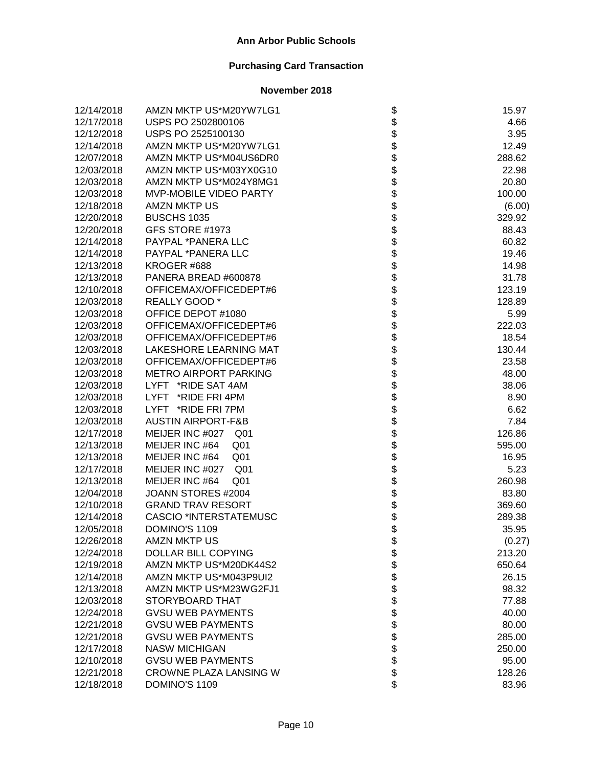**Ann Arbor Public Schools**

**Purchasing Card Transaction**

**November 2018**

| | | | |
|---|---|---|---|
| 12/14/2018 | AMZN MKTP US*M20YW7LG1 | $ | 15.97 |
| 12/17/2018 | USPS PO 2502800106 | $ | 4.66 |
| 12/12/2018 | USPS PO 2525100130 | $ | 3.95 |
| 12/14/2018 | AMZN MKTP US*M20YW7LG1 | $ | 12.49 |
| 12/07/2018 | AMZN MKTP US*M04US6DR0 | $ | 288.62 |
| 12/03/2018 | AMZN MKTP US*M03YX0G10 | $ | 22.98 |
| 12/03/2018 | AMZN MKTP US*M024Y8MG1 | $ | 20.80 |
| 12/03/2018 | MVP-MOBILE VIDEO PARTY | $ | 100.00 |
| 12/18/2018 | AMZN MKTP US | $ | (6.00) |
| 12/20/2018 | BUSCHS 1035 | $ | 329.92 |
| 12/20/2018 | GFS STORE #1973 | $ | 88.43 |
| 12/14/2018 | PAYPAL *PANERA LLC | $ | 60.82 |
| 12/14/2018 | PAYPAL *PANERA LLC | $ | 19.46 |
| 12/13/2018 | KROGER #688 | $ | 14.98 |
| 12/13/2018 | PANERA BREAD #600878 | $ | 31.78 |
| 12/10/2018 | OFFICEMAX/OFFICEDEPT#6 | $ | 123.19 |
| 12/03/2018 | REALLY GOOD * | $ | 128.89 |
| 12/03/2018 | OFFICE DEPOT #1080 | $ | 5.99 |
| 12/03/2018 | OFFICEMAX/OFFICEDEPT#6 | $ | 222.03 |
| 12/03/2018 | OFFICEMAX/OFFICEDEPT#6 | $ | 18.54 |
| 12/03/2018 | LAKESHORE LEARNING MAT | $ | 130.44 |
| 12/03/2018 | OFFICEMAX/OFFICEDEPT#6 | $ | 23.58 |
| 12/03/2018 | METRO AIRPORT PARKING | $ | 48.00 |
| 12/03/2018 | LYFT *RIDE SAT 4AM | $ | 38.06 |
| 12/03/2018 | LYFT *RIDE FRI 4PM | $ | 8.90 |
| 12/03/2018 | LYFT *RIDE FRI 7PM | $ | 6.62 |
| 12/03/2018 | AUSTIN AIRPORT-F&B | $ | 7.84 |
| 12/17/2018 | MEIJER INC #027 Q01 | $ | 126.86 |
| 12/13/2018 | MEIJER INC #64 Q01 | $ | 595.00 |
| 12/13/2018 | MEIJER INC #64 Q01 | $ | 16.95 |
| 12/17/2018 | MEIJER INC #027 Q01 | $ | 5.23 |
| 12/13/2018 | MEIJER INC #64 Q01 | $ | 260.98 |
| 12/04/2018 | JOANN STORES #2004 | $ | 83.80 |
| 12/10/2018 | GRAND TRAV RESORT | $ | 369.60 |
| 12/14/2018 | CASCIO *INTERSTATEMUSC | $ | 289.38 |
| 12/05/2018 | DOMINO'S 1109 | $ | 35.95 |
| 12/26/2018 | AMZN MKTP US | $ | (0.27) |
| 12/24/2018 | DOLLAR BILL COPYING | $ | 213.20 |
| 12/19/2018 | AMZN MKTP US*M20DK44S2 | $ | 650.64 |
| 12/14/2018 | AMZN MKTP US*M043P9UI2 | $ | 26.15 |
| 12/13/2018 | AMZN MKTP US*M23WG2FJ1 | $ | 98.32 |
| 12/03/2018 | STORYBOARD THAT | $ | 77.88 |
| 12/24/2018 | GVSU WEB PAYMENTS | $ | 40.00 |
| 12/21/2018 | GVSU WEB PAYMENTS | $ | 80.00 |
| 12/21/2018 | GVSU WEB PAYMENTS | $ | 285.00 |
| 12/17/2018 | NASW MICHIGAN | $ | 250.00 |
| 12/10/2018 | GVSU WEB PAYMENTS | $ | 95.00 |
| 12/21/2018 | CROWNE PLAZA LANSING W | $ | 128.26 |
| 12/18/2018 | DOMINO'S 1109 | $ | 83.96 |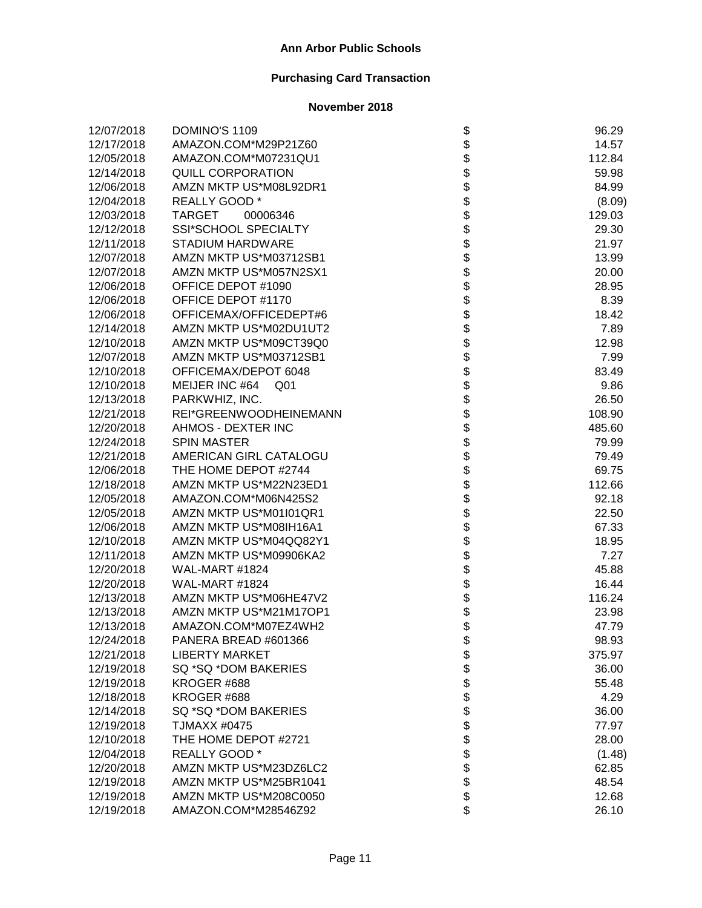# Ann Arbor Public Schools

## Purchasing Card Transaction

### November 2018

| Date | Vendor | | Amount |
|---|---|---|---|
| 12/07/2018 | DOMINO'S 1109 | $ | 96.29 |
| 12/17/2018 | AMAZON.COM*M29P21Z60 | $ | 14.57 |
| 12/05/2018 | AMAZON.COM*M07231QU1 | $ | 112.84 |
| 12/14/2018 | QUILL CORPORATION | $ | 59.98 |
| 12/06/2018 | AMZN MKTP US*M08L92DR1 | $ | 84.99 |
| 12/04/2018 | REALLY GOOD * | $ | (8.09) |
| 12/03/2018 | TARGET 00006346 | $ | 129.03 |
| 12/12/2018 | SSI*SCHOOL SPECIALTY | $ | 29.30 |
| 12/11/2018 | STADIUM HARDWARE | $ | 21.97 |
| 12/07/2018 | AMZN MKTP US*M03712SB1 | $ | 13.99 |
| 12/07/2018 | AMZN MKTP US*M057N2SX1 | $ | 20.00 |
| 12/06/2018 | OFFICE DEPOT #1090 | $ | 28.95 |
| 12/06/2018 | OFFICE DEPOT #1170 | $ | 8.39 |
| 12/06/2018 | OFFICEMAX/OFFICEDEPT#6 | $ | 18.42 |
| 12/14/2018 | AMZN MKTP US*M02DU1UT2 | $ | 7.89 |
| 12/10/2018 | AMZN MKTP US*M09CT39Q0 | $ | 12.98 |
| 12/07/2018 | AMZN MKTP US*M03712SB1 | $ | 7.99 |
| 12/10/2018 | OFFICEMAX/DEPOT 6048 | $ | 83.49 |
| 12/10/2018 | MEIJER INC #64 Q01 | $ | 9.86 |
| 12/13/2018 | PARKWHIZ, INC. | $ | 26.50 |
| 12/21/2018 | REI*GREENWOODHEINEMANN | $ | 108.90 |
| 12/20/2018 | AHMOS - DEXTER INC | $ | 485.60 |
| 12/24/2018 | SPIN MASTER | $ | 79.99 |
| 12/21/2018 | AMERICAN GIRL CATALOGU | $ | 79.49 |
| 12/06/2018 | THE HOME DEPOT #2744 | $ | 69.75 |
| 12/18/2018 | AMZN MKTP US*M22N23ED1 | $ | 112.66 |
| 12/05/2018 | AMAZON.COM*M06N425S2 | $ | 92.18 |
| 12/05/2018 | AMZN MKTP US*M01I01QR1 | $ | 22.50 |
| 12/06/2018 | AMZN MKTP US*M08IH16A1 | $ | 67.33 |
| 12/10/2018 | AMZN MKTP US*M04QQ82Y1 | $ | 18.95 |
| 12/11/2018 | AMZN MKTP US*M09906KA2 | $ | 7.27 |
| 12/20/2018 | WAL-MART #1824 | $ | 45.88 |
| 12/20/2018 | WAL-MART #1824 | $ | 16.44 |
| 12/13/2018 | AMZN MKTP US*M06HE47V2 | $ | 116.24 |
| 12/13/2018 | AMZN MKTP US*M21M17OP1 | $ | 23.98 |
| 12/13/2018 | AMAZON.COM*M07EZ4WH2 | $ | 47.79 |
| 12/24/2018 | PANERA BREAD #601366 | $ | 98.93 |
| 12/21/2018 | LIBERTY MARKET | $ | 375.97 |
| 12/19/2018 | SQ *SQ *DOM BAKERIES | $ | 36.00 |
| 12/19/2018 | KROGER #688 | $ | 55.48 |
| 12/18/2018 | KROGER #688 | $ | 4.29 |
| 12/14/2018 | SQ *SQ *DOM BAKERIES | $ | 36.00 |
| 12/19/2018 | TJMAXX #0475 | $ | 77.97 |
| 12/10/2018 | THE HOME DEPOT #2721 | $ | 28.00 |
| 12/04/2018 | REALLY GOOD * | $ | (1.48) |
| 12/20/2018 | AMZN MKTP US*M23DZ6LC2 | $ | 62.85 |
| 12/19/2018 | AMZN MKTP US*M25BR1041 | $ | 48.54 |
| 12/19/2018 | AMZN MKTP US*M208C0050 | $ | 12.68 |
| 12/19/2018 | AMAZON.COM*M28546Z92 | $ | 26.10 |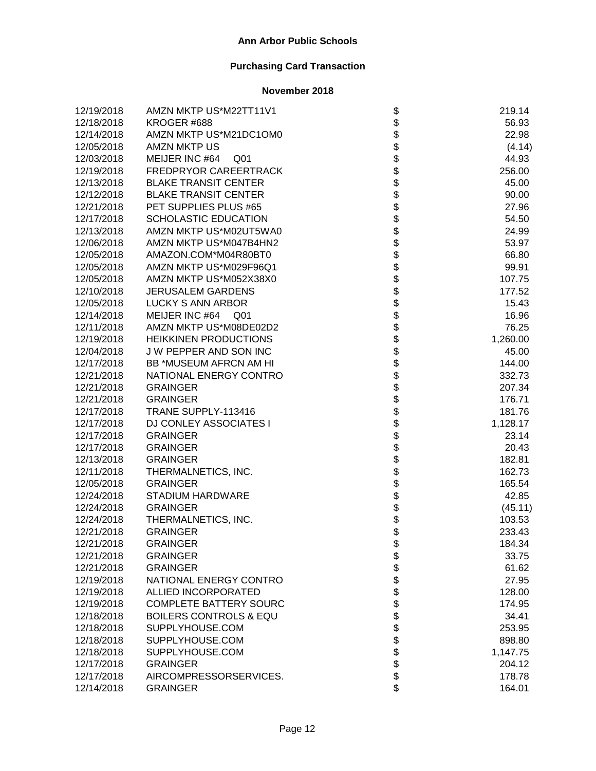**Ann Arbor Public Schools**

**Purchasing Card Transaction**

**November 2018**

| | | | |
|---|---|---|---|
| 12/19/2018 | AMZN MKTP US*M22TT11V1 | $ | 219.14 |
| 12/18/2018 | KROGER #688 | $ | 56.93 |
| 12/14/2018 | AMZN MKTP US*M21DC1OM0 | $ | 22.98 |
| 12/05/2018 | AMZN MKTP US | $ | (4.14) |
| 12/03/2018 | MEIJER INC #64 Q01 | $ | 44.93 |
| 12/19/2018 | FREDPRYOR CAREERTRACK | $ | 256.00 |
| 12/13/2018 | BLAKE TRANSIT CENTER | $ | 45.00 |
| 12/12/2018 | BLAKE TRANSIT CENTER | $ | 90.00 |
| 12/21/2018 | PET SUPPLIES PLUS #65 | $ | 27.96 |
| 12/17/2018 | SCHOLASTIC EDUCATION | $ | 54.50 |
| 12/13/2018 | AMZN MKTP US*M02UT5WA0 | $ | 24.99 |
| 12/06/2018 | AMZN MKTP US*M047B4HN2 | $ | 53.97 |
| 12/05/2018 | AMAZON.COM*M04R80BT0 | $ | 66.80 |
| 12/05/2018 | AMZN MKTP US*M029F96Q1 | $ | 99.91 |
| 12/05/2018 | AMZN MKTP US*M052X38X0 | $ | 107.75 |
| 12/10/2018 | JERUSALEM GARDENS | $ | 177.52 |
| 12/05/2018 | LUCKY S ANN ARBOR | $ | 15.43 |
| 12/14/2018 | MEIJER INC #64 Q01 | $ | 16.96 |
| 12/11/2018 | AMZN MKTP US*M08DE02D2 | $ | 76.25 |
| 12/19/2018 | HEIKKINEN PRODUCTIONS | $ | 1,260.00 |
| 12/04/2018 | J W PEPPER AND SON INC | $ | 45.00 |
| 12/17/2018 | BB *MUSEUM AFRCN AM HI | $ | 144.00 |
| 12/21/2018 | NATIONAL ENERGY CONTRO | $ | 332.73 |
| 12/21/2018 | GRAINGER | $ | 207.34 |
| 12/21/2018 | GRAINGER | $ | 176.71 |
| 12/17/2018 | TRANE SUPPLY-113416 | $ | 181.76 |
| 12/17/2018 | DJ CONLEY ASSOCIATES I | $ | 1,128.17 |
| 12/17/2018 | GRAINGER | $ | 23.14 |
| 12/17/2018 | GRAINGER | $ | 20.43 |
| 12/13/2018 | GRAINGER | $ | 182.81 |
| 12/11/2018 | THERMALNETICS, INC. | $ | 162.73 |
| 12/05/2018 | GRAINGER | $ | 165.54 |
| 12/24/2018 | STADIUM HARDWARE | $ | 42.85 |
| 12/24/2018 | GRAINGER | $ | (45.11) |
| 12/24/2018 | THERMALNETICS, INC. | $ | 103.53 |
| 12/21/2018 | GRAINGER | $ | 233.43 |
| 12/21/2018 | GRAINGER | $ | 184.34 |
| 12/21/2018 | GRAINGER | $ | 33.75 |
| 12/21/2018 | GRAINGER | $ | 61.62 |
| 12/19/2018 | NATIONAL ENERGY CONTRO | $ | 27.95 |
| 12/19/2018 | ALLIED INCORPORATED | $ | 128.00 |
| 12/19/2018 | COMPLETE BATTERY SOURC | $ | 174.95 |
| 12/18/2018 | BOILERS CONTROLS & EQU | $ | 34.41 |
| 12/18/2018 | SUPPLYHOUSE.COM | $ | 253.95 |
| 12/18/2018 | SUPPLYHOUSE.COM | $ | 898.80 |
| 12/18/2018 | SUPPLYHOUSE.COM | $ | 1,147.75 |
| 12/17/2018 | GRAINGER | $ | 204.12 |
| 12/17/2018 | AIRCOMPRESSORSERVICES. | $ | 178.78 |
| 12/14/2018 | GRAINGER | $ | 164.01 |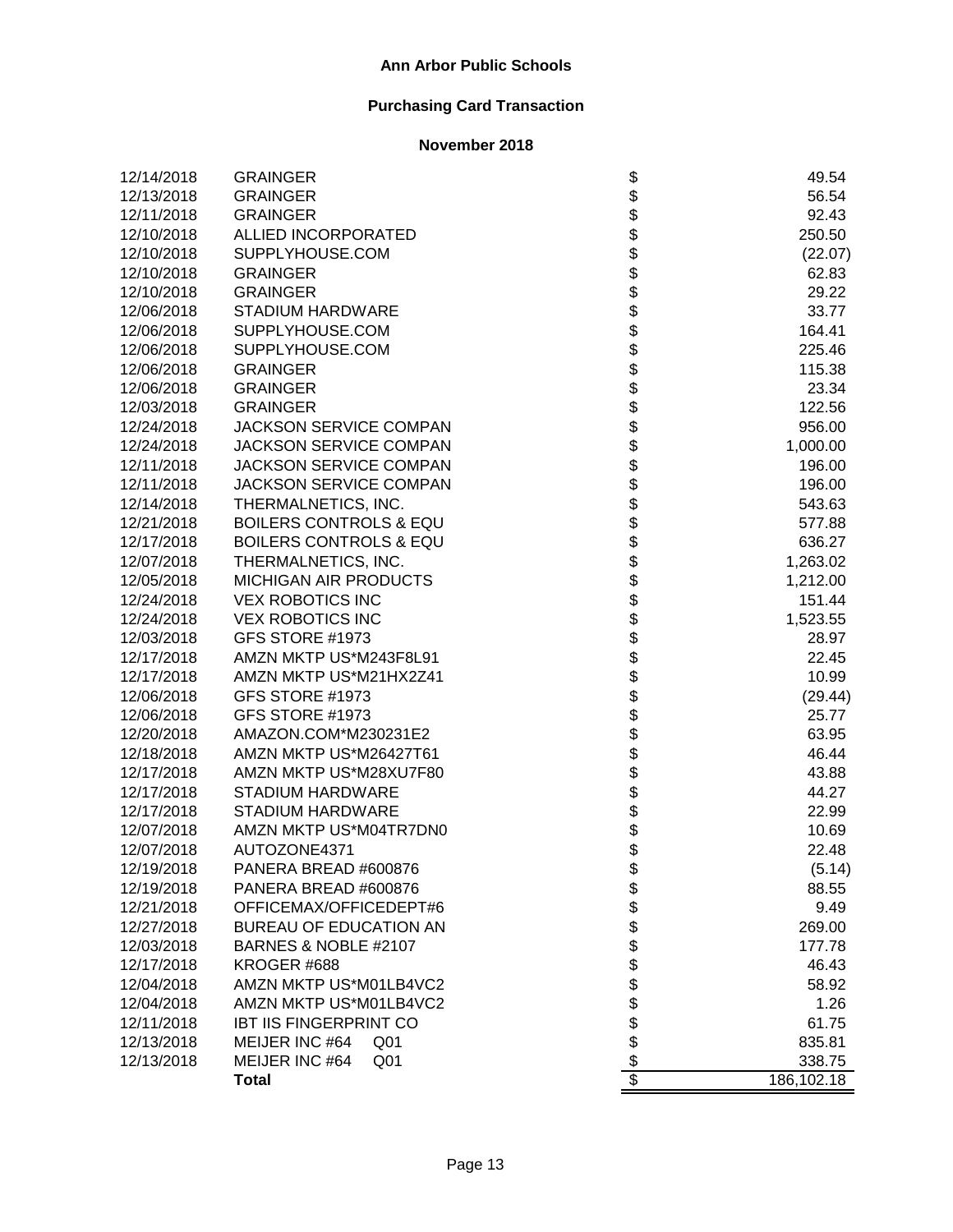**Ann Arbor Public Schools**

**Purchasing Card Transaction**

**November 2018**

| | | | |
|---|---|---|---|
| 12/14/2018 | GRAINGER | $ | 49.54 |
| 12/13/2018 | GRAINGER | $ | 56.54 |
| 12/11/2018 | GRAINGER | $ | 92.43 |
| 12/10/2018 | ALLIED INCORPORATED | $ | 250.50 |
| 12/10/2018 | SUPPLYHOUSE.COM | $ | (22.07) |
| 12/10/2018 | GRAINGER | $ | 62.83 |
| 12/10/2018 | GRAINGER | $ | 29.22 |
| 12/06/2018 | STADIUM HARDWARE | $ | 33.77 |
| 12/06/2018 | SUPPLYHOUSE.COM | $ | 164.41 |
| 12/06/2018 | SUPPLYHOUSE.COM | $ | 225.46 |
| 12/06/2018 | GRAINGER | $ | 115.38 |
| 12/06/2018 | GRAINGER | $ | 23.34 |
| 12/03/2018 | GRAINGER | $ | 122.56 |
| 12/24/2018 | JACKSON SERVICE COMPAN | $ | 956.00 |
| 12/24/2018 | JACKSON SERVICE COMPAN | $ | 1,000.00 |
| 12/11/2018 | JACKSON SERVICE COMPAN | $ | 196.00 |
| 12/11/2018 | JACKSON SERVICE COMPAN | $ | 196.00 |
| 12/14/2018 | THERMALNETICS, INC. | $ | 543.63 |
| 12/21/2018 | BOILERS CONTROLS & EQU | $ | 577.88 |
| 12/17/2018 | BOILERS CONTROLS & EQU | $ | 636.27 |
| 12/07/2018 | THERMALNETICS, INC. | $ | 1,263.02 |
| 12/05/2018 | MICHIGAN AIR PRODUCTS | $ | 1,212.00 |
| 12/24/2018 | VEX ROBOTICS INC | $ | 151.44 |
| 12/24/2018 | VEX ROBOTICS INC | $ | 1,523.55 |
| 12/03/2018 | GFS STORE #1973 | $ | 28.97 |
| 12/17/2018 | AMZN MKTP US*M243F8L91 | $ | 22.45 |
| 12/17/2018 | AMZN MKTP US*M21HX2Z41 | $ | 10.99 |
| 12/06/2018 | GFS STORE #1973 | $ | (29.44) |
| 12/06/2018 | GFS STORE #1973 | $ | 25.77 |
| 12/20/2018 | AMAZON.COM*M230231E2 | $ | 63.95 |
| 12/18/2018 | AMZN MKTP US*M26427T61 | $ | 46.44 |
| 12/17/2018 | AMZN MKTP US*M28XU7F80 | $ | 43.88 |
| 12/17/2018 | STADIUM HARDWARE | $ | 44.27 |
| 12/17/2018 | STADIUM HARDWARE | $ | 22.99 |
| 12/07/2018 | AMZN MKTP US*M04TR7DN0 | $ | 10.69 |
| 12/07/2018 | AUTOZONE4371 | $ | 22.48 |
| 12/19/2018 | PANERA BREAD #600876 | $ | (5.14) |
| 12/19/2018 | PANERA BREAD #600876 | $ | 88.55 |
| 12/21/2018 | OFFICEMAX/OFFICEDEPT#6 | $ | 9.49 |
| 12/27/2018 | BUREAU OF EDUCATION AN | $ | 269.00 |
| 12/03/2018 | BARNES & NOBLE #2107 | $ | 177.78 |
| 12/17/2018 | KROGER #688 | $ | 46.43 |
| 12/04/2018 | AMZN MKTP US*M01LB4VC2 | $ | 58.92 |
| 12/04/2018 | AMZN MKTP US*M01LB4VC2 | $ | 1.26 |
| 12/11/2018 | IBT IIS FINGERPRINT CO | $ | 61.75 |
| 12/13/2018 | MEIJER INC #64 Q01 | $ | 835.81 |
| 12/13/2018 | MEIJER INC #64 Q01 | $ | 338.75 |
| | **Total** | $ | 186,102.18 |